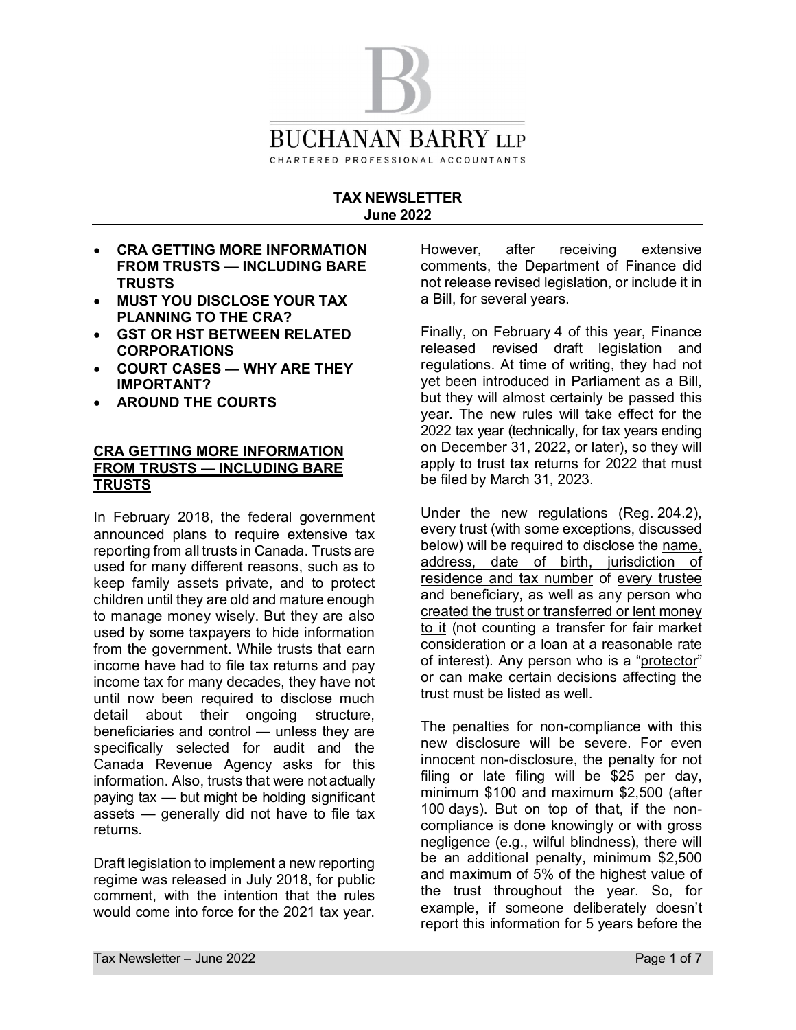# BUCHANAN BARRY LLP

CHARTERED PROFESSIONAL ACCOUNTANTS

**TAX NEWSLETTER**
**June 2022**

- **CRA GETTING MORE INFORMATION FROM TRUSTS — INCLUDING BARE TRUSTS**
- **MUST YOU DISCLOSE YOUR TAX PLANNING TO THE CRA?**
- **GST OR HST BETWEEN RELATED CORPORATIONS**
- **COURT CASES — WHY ARE THEY IMPORTANT?**
- **AROUND THE COURTS**

## CRA GETTING MORE INFORMATION FROM TRUSTS — INCLUDING BARE TRUSTS

In February 2018, the federal government announced plans to require extensive tax reporting from all trusts in Canada. Trusts are used for many different reasons, such as to keep family assets private, and to protect children until they are old and mature enough to manage money wisely. But they are also used by some taxpayers to hide information from the government. While trusts that earn income have had to file tax returns and pay income tax for many decades, they have not until now been required to disclose much detail about their ongoing structure, beneficiaries and control — unless they are specifically selected for audit and the Canada Revenue Agency asks for this information. Also, trusts that were not actually paying tax — but might be holding significant assets — generally did not have to file tax returns.

Draft legislation to implement a new reporting regime was released in July 2018, for public comment, with the intention that the rules would come into force for the 2021 tax year. However, after receiving extensive comments, the Department of Finance did not release revised legislation, or include it in a Bill, for several years.

Finally, on February 4 of this year, Finance released revised draft legislation and regulations. At time of writing, they had not yet been introduced in Parliament as a Bill, but they will almost certainly be passed this year. The new rules will take effect for the 2022 tax year (technically, for tax years ending on December 31, 2022, or later), so they will apply to trust tax returns for 2022 that must be filed by March 31, 2023.

Under the new regulations (Reg. 204.2), every trust (with some exceptions, discussed below) will be required to disclose the name, address, date of birth, jurisdiction of residence and tax number of every trustee and beneficiary, as well as any person who created the trust or transferred or lent money to it (not counting a transfer for fair market consideration or a loan at a reasonable rate of interest). Any person who is a "protector" or can make certain decisions affecting the trust must be listed as well.

The penalties for non-compliance with this new disclosure will be severe. For even innocent non-disclosure, the penalty for not filing or late filing will be $25 per day, minimum $100 and maximum $2,500 (after 100 days). But on top of that, if the non-compliance is done knowingly or with gross negligence (e.g., wilful blindness), there will be an additional penalty, minimum $2,500 and maximum of 5% of the highest value of the trust throughout the year. So, for example, if someone deliberately doesn't report this information for 5 years before the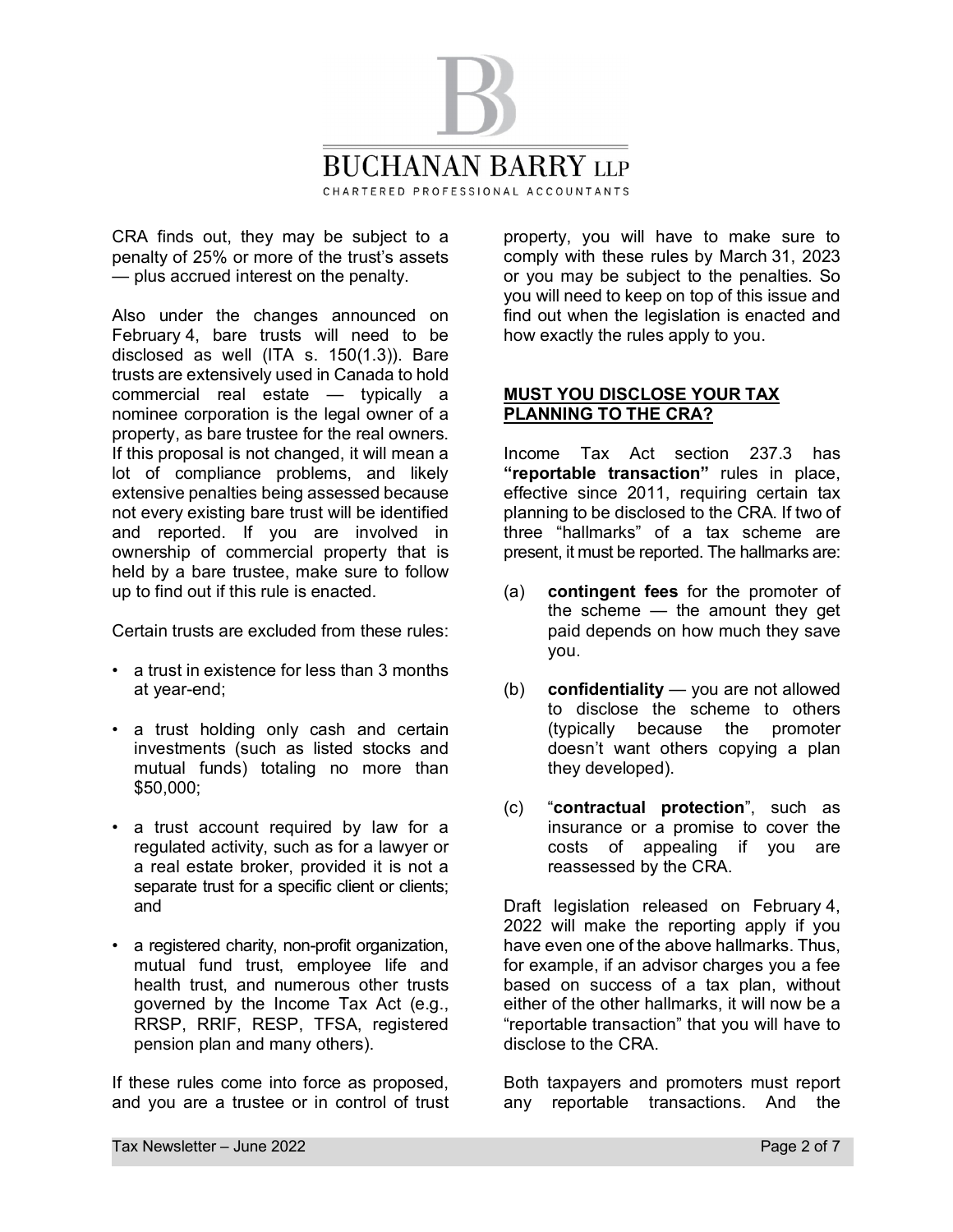CRA finds out, they may be subject to a penalty of 25% or more of the trust's assets — plus accrued interest on the penalty.

Also under the changes announced on February 4, bare trusts will need to be disclosed as well (ITA s. 150(1.3)). Bare trusts are extensively used in Canada to hold commercial real estate — typically a nominee corporation is the legal owner of a property, as bare trustee for the real owners. If this proposal is not changed, it will mean a lot of compliance problems, and likely extensive penalties being assessed because not every existing bare trust will be identified and reported. If you are involved in ownership of commercial property that is held by a bare trustee, make sure to follow up to find out if this rule is enacted.

Certain trusts are excluded from these rules:

- a trust in existence for less than 3 months at year-end;
- a trust holding only cash and certain investments (such as listed stocks and mutual funds) totaling no more than $50,000;
- a trust account required by law for a regulated activity, such as for a lawyer or a real estate broker, provided it is not a separate trust for a specific client or clients; and
- a registered charity, non-profit organization, mutual fund trust, employee life and health trust, and numerous other trusts governed by the Income Tax Act (e.g., RRSP, RRIF, RESP, TFSA, registered pension plan and many others).

If these rules come into force as proposed, and you are a trustee or in control of trust property, you will have to make sure to comply with these rules by March 31, 2023 or you may be subject to the penalties. So you will need to keep on top of this issue and find out when the legislation is enacted and how exactly the rules apply to you.

## MUST YOU DISCLOSE YOUR TAX PLANNING TO THE CRA?

Income Tax Act section 237.3 has **"reportable transaction"** rules in place, effective since 2011, requiring certain tax planning to be disclosed to the CRA. If two of three "hallmarks" of a tax scheme are present, it must be reported. The hallmarks are:

(a) **contingent fees** for the promoter of the scheme — the amount they get paid depends on how much they save you.

(b) **confidentiality** — you are not allowed to disclose the scheme to others (typically because the promoter doesn't want others copying a plan they developed).

(c) "**contractual protection**", such as insurance or a promise to cover the costs of appealing if you are reassessed by the CRA.

Draft legislation released on February 4, 2022 will make the reporting apply if you have even one of the above hallmarks. Thus, for example, if an advisor charges you a fee based on success of a tax plan, without either of the other hallmarks, it will now be a "reportable transaction" that you will have to disclose to the CRA.

Both taxpayers and promoters must report any reportable transactions. And the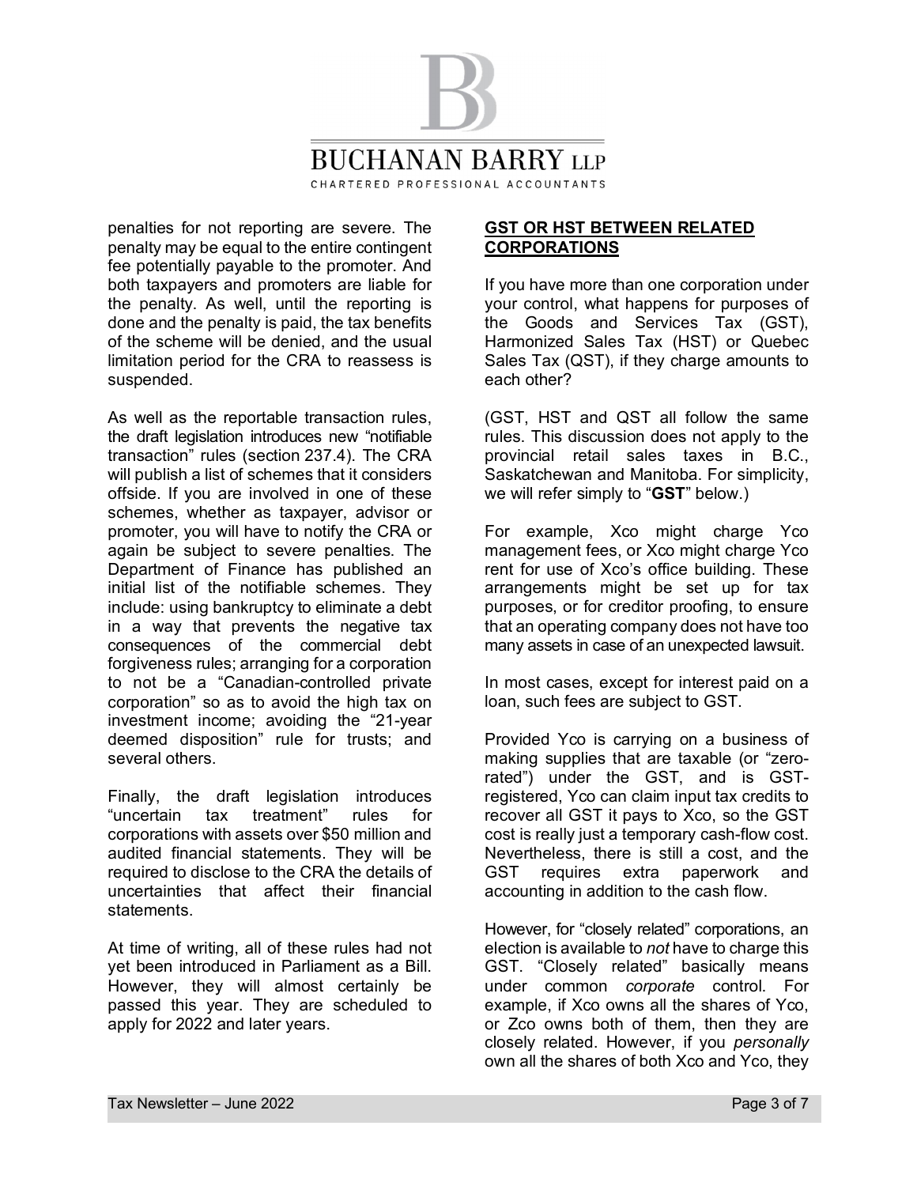penalties for not reporting are severe. The penalty may be equal to the entire contingent fee potentially payable to the promoter. And both taxpayers and promoters are liable for the penalty. As well, until the reporting is done and the penalty is paid, the tax benefits of the scheme will be denied, and the usual limitation period for the CRA to reassess is suspended.

As well as the reportable transaction rules, the draft legislation introduces new "notifiable transaction" rules (section 237.4). The CRA will publish a list of schemes that it considers offside. If you are involved in one of these schemes, whether as taxpayer, advisor or promoter, you will have to notify the CRA or again be subject to severe penalties. The Department of Finance has published an initial list of the notifiable schemes. They include: using bankruptcy to eliminate a debt in a way that prevents the negative tax consequences of the commercial debt forgiveness rules; arranging for a corporation to not be a "Canadian-controlled private corporation" so as to avoid the high tax on investment income; avoiding the "21-year deemed disposition" rule for trusts; and several others.

Finally, the draft legislation introduces "uncertain tax treatment" rules for corporations with assets over $50 million and audited financial statements. They will be required to disclose to the CRA the details of uncertainties that affect their financial statements.

At time of writing, all of these rules had not yet been introduced in Parliament as a Bill. However, they will almost certainly be passed this year. They are scheduled to apply for 2022 and later years.

## GST OR HST BETWEEN RELATED CORPORATIONS

If you have more than one corporation under your control, what happens for purposes of the Goods and Services Tax (GST), Harmonized Sales Tax (HST) or Quebec Sales Tax (QST), if they charge amounts to each other?

(GST, HST and QST all follow the same rules. This discussion does not apply to the provincial retail sales taxes in B.C., Saskatchewan and Manitoba. For simplicity, we will refer simply to "**GST**" below.)

For example, Xco might charge Yco management fees, or Xco might charge Yco rent for use of Xco's office building. These arrangements might be set up for tax purposes, or for creditor proofing, to ensure that an operating company does not have too many assets in case of an unexpected lawsuit.

In most cases, except for interest paid on a loan, such fees are subject to GST.

Provided Yco is carrying on a business of making supplies that are taxable (or "zero-rated") under the GST, and is GST-registered, Yco can claim input tax credits to recover all GST it pays to Xco, so the GST cost is really just a temporary cash-flow cost. Nevertheless, there is still a cost, and the GST requires extra paperwork and accounting in addition to the cash flow.

However, for "closely related" corporations, an election is available to *not* have to charge this GST. "Closely related" basically means under common *corporate* control. For example, if Xco owns all the shares of Yco, or Zco owns both of them, then they are closely related. However, if you *personally* own all the shares of both Xco and Yco, they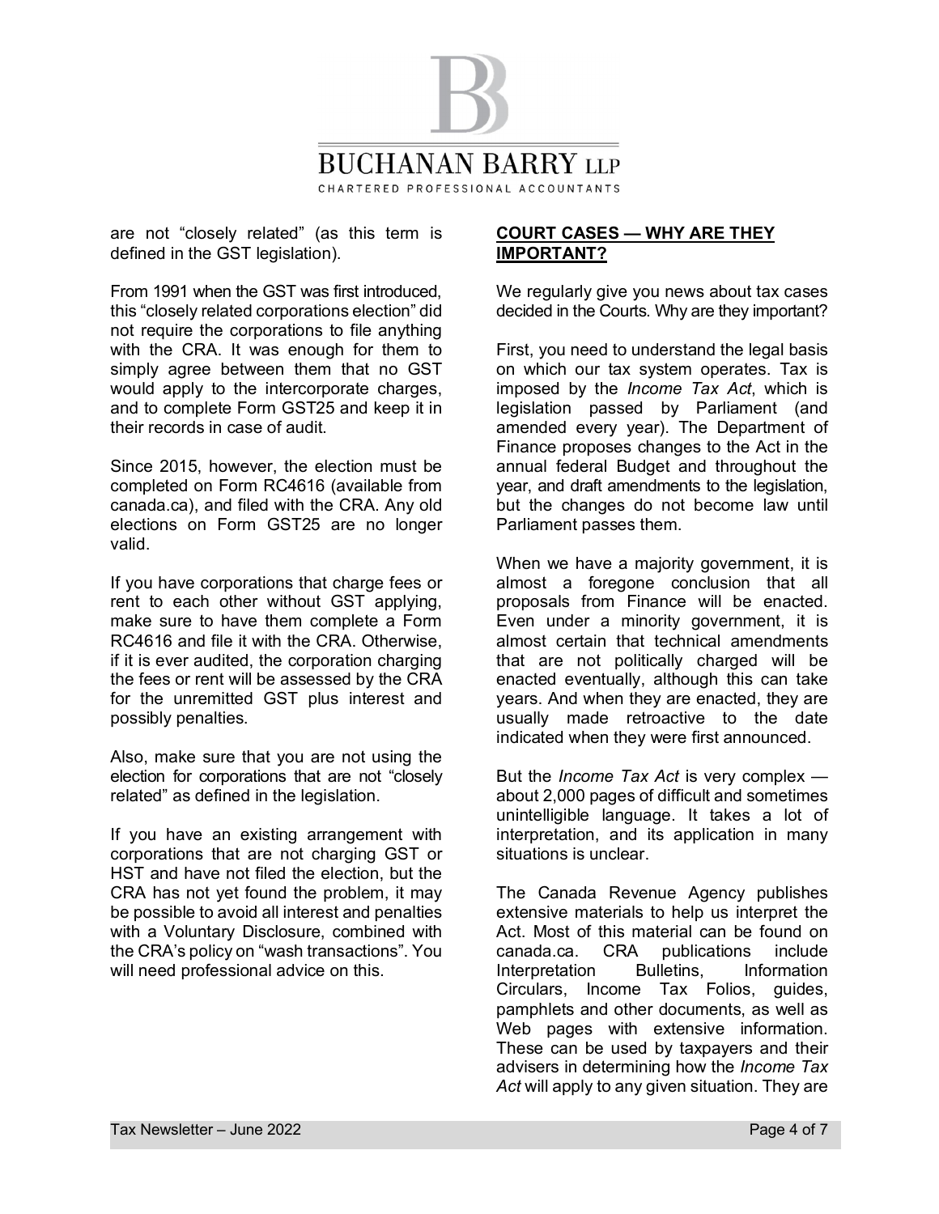are not "closely related" (as this term is defined in the GST legislation).

From 1991 when the GST was first introduced, this "closely related corporations election" did not require the corporations to file anything with the CRA. It was enough for them to simply agree between them that no GST would apply to the intercorporate charges, and to complete Form GST25 and keep it in their records in case of audit.

Since 2015, however, the election must be completed on Form RC4616 (available from canada.ca), and filed with the CRA. Any old elections on Form GST25 are no longer valid.

If you have corporations that charge fees or rent to each other without GST applying, make sure to have them complete a Form RC4616 and file it with the CRA. Otherwise, if it is ever audited, the corporation charging the fees or rent will be assessed by the CRA for the unremitted GST plus interest and possibly penalties.

Also, make sure that you are not using the election for corporations that are not "closely related" as defined in the legislation.

If you have an existing arrangement with corporations that are not charging GST or HST and have not filed the election, but the CRA has not yet found the problem, it may be possible to avoid all interest and penalties with a Voluntary Disclosure, combined with the CRA's policy on "wash transactions". You will need professional advice on this.

## COURT CASES — WHY ARE THEY IMPORTANT?

We regularly give you news about tax cases decided in the Courts. Why are they important?

First, you need to understand the legal basis on which our tax system operates. Tax is imposed by the *Income Tax Act*, which is legislation passed by Parliament (and amended every year). The Department of Finance proposes changes to the Act in the annual federal Budget and throughout the year, and draft amendments to the legislation, but the changes do not become law until Parliament passes them.

When we have a majority government, it is almost a foregone conclusion that all proposals from Finance will be enacted. Even under a minority government, it is almost certain that technical amendments that are not politically charged will be enacted eventually, although this can take years. And when they are enacted, they are usually made retroactive to the date indicated when they were first announced.

But the *Income Tax Act* is very complex — about 2,000 pages of difficult and sometimes unintelligible language. It takes a lot of interpretation, and its application in many situations is unclear.

The Canada Revenue Agency publishes extensive materials to help us interpret the Act. Most of this material can be found on canada.ca. CRA publications include Interpretation Bulletins, Information Circulars, Income Tax Folios, guides, pamphlets and other documents, as well as Web pages with extensive information. These can be used by taxpayers and their advisers in determining how the *Income Tax Act* will apply to any given situation. They are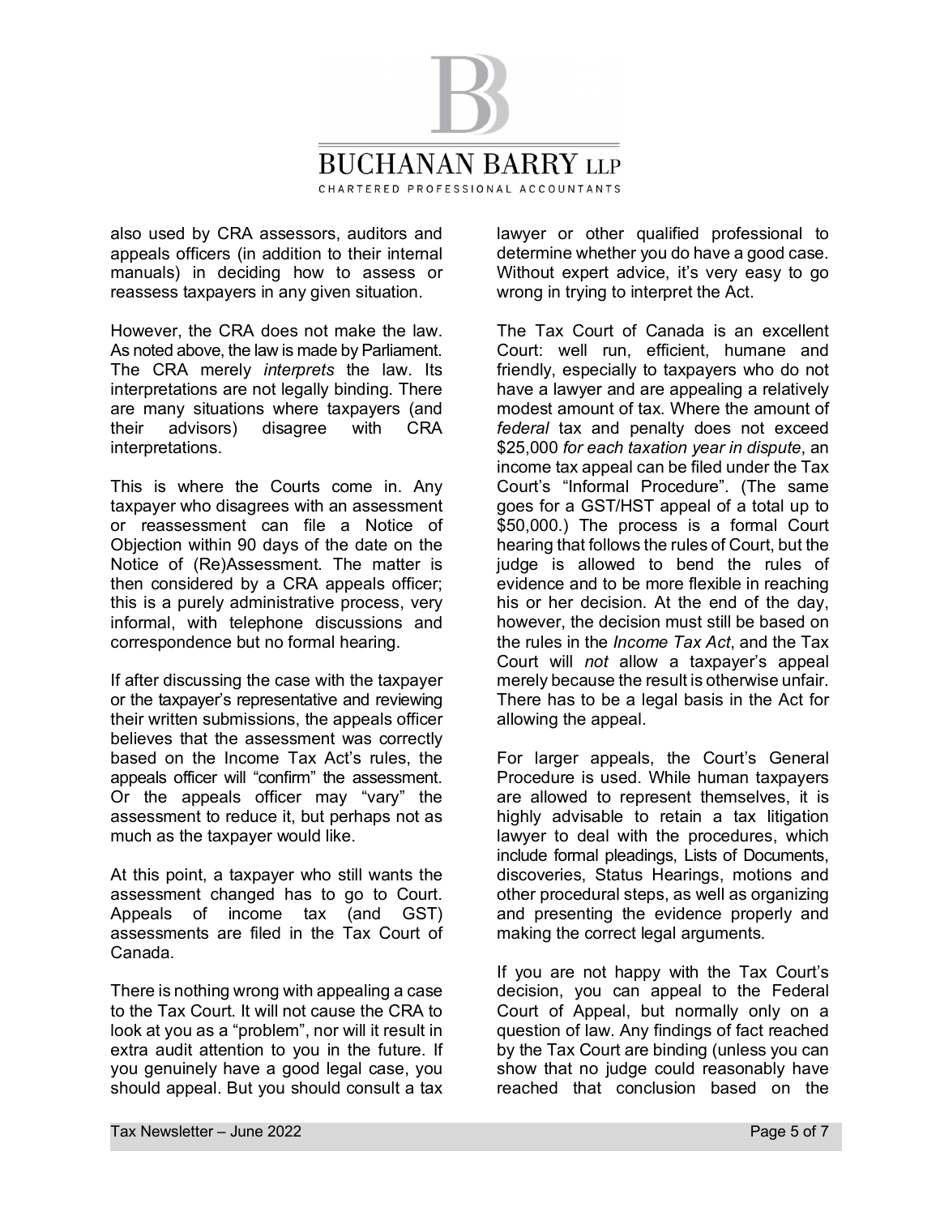also used by CRA assessors, auditors and appeals officers (in addition to their internal manuals) in deciding how to assess or reassess taxpayers in any given situation.

However, the CRA does not make the law. As noted above, the law is made by Parliament. The CRA merely *interprets* the law. Its interpretations are not legally binding. There are many situations where taxpayers (and their advisors) disagree with CRA interpretations.

This is where the Courts come in. Any taxpayer who disagrees with an assessment or reassessment can file a Notice of Objection within 90 days of the date on the Notice of (Re)Assessment. The matter is then considered by a CRA appeals officer; this is a purely administrative process, very informal, with telephone discussions and correspondence but no formal hearing.

If after discussing the case with the taxpayer or the taxpayer's representative and reviewing their written submissions, the appeals officer believes that the assessment was correctly based on the Income Tax Act's rules, the appeals officer will "confirm" the assessment. Or the appeals officer may "vary" the assessment to reduce it, but perhaps not as much as the taxpayer would like.

At this point, a taxpayer who still wants the assessment changed has to go to Court. Appeals of income tax (and GST) assessments are filed in the Tax Court of Canada.

There is nothing wrong with appealing a case to the Tax Court. It will not cause the CRA to look at you as a "problem", nor will it result in extra audit attention to you in the future. If you genuinely have a good legal case, you should appeal. But you should consult a tax lawyer or other qualified professional to determine whether you do have a good case. Without expert advice, it's very easy to go wrong in trying to interpret the Act.

The Tax Court of Canada is an excellent Court: well run, efficient, humane and friendly, especially to taxpayers who do not have a lawyer and are appealing a relatively modest amount of tax. Where the amount of *federal* tax and penalty does not exceed $25,000 *for each taxation year in dispute*, an income tax appeal can be filed under the Tax Court's "Informal Procedure". (The same goes for a GST/HST appeal of a total up to $50,000.) The process is a formal Court hearing that follows the rules of Court, but the judge is allowed to bend the rules of evidence and to be more flexible in reaching his or her decision. At the end of the day, however, the decision must still be based on the rules in the *Income Tax Act*, and the Tax Court will *not* allow a taxpayer's appeal merely because the result is otherwise unfair. There has to be a legal basis in the Act for allowing the appeal.

For larger appeals, the Court's General Procedure is used. While human taxpayers are allowed to represent themselves, it is highly advisable to retain a tax litigation lawyer to deal with the procedures, which include formal pleadings, Lists of Documents, discoveries, Status Hearings, motions and other procedural steps, as well as organizing and presenting the evidence properly and making the correct legal arguments.

If you are not happy with the Tax Court's decision, you can appeal to the Federal Court of Appeal, but normally only on a question of law. Any findings of fact reached by the Tax Court are binding (unless you can show that no judge could reasonably have reached that conclusion based on the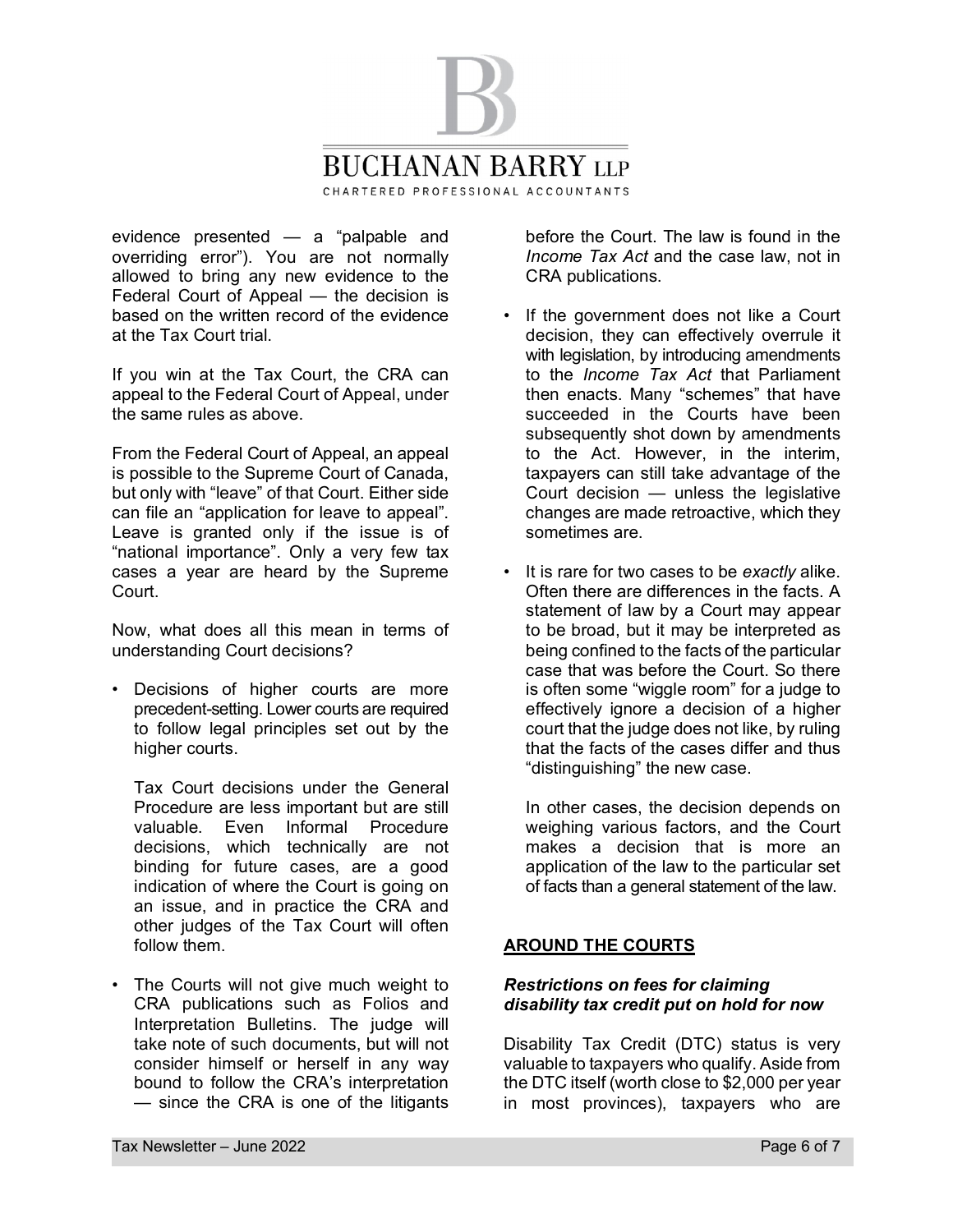evidence presented — a "palpable and overriding error"). You are not normally allowed to bring any new evidence to the Federal Court of Appeal — the decision is based on the written record of the evidence at the Tax Court trial.

If you win at the Tax Court, the CRA can appeal to the Federal Court of Appeal, under the same rules as above.

From the Federal Court of Appeal, an appeal is possible to the Supreme Court of Canada, but only with "leave" of that Court. Either side can file an "application for leave to appeal". Leave is granted only if the issue is of "national importance". Only a very few tax cases a year are heard by the Supreme Court.

Now, what does all this mean in terms of understanding Court decisions?

- Decisions of higher courts are more precedent-setting. Lower courts are required to follow legal principles set out by the higher courts.

  Tax Court decisions under the General Procedure are less important but are still valuable. Even Informal Procedure decisions, which technically are not binding for future cases, are a good indication of where the Court is going on an issue, and in practice the CRA and other judges of the Tax Court will often follow them.

- The Courts will not give much weight to CRA publications such as Folios and Interpretation Bulletins. The judge will take note of such documents, but will not consider himself or herself in any way bound to follow the CRA's interpretation — since the CRA is one of the litigants before the Court. The law is found in the *Income Tax Act* and the case law, not in CRA publications.

- If the government does not like a Court decision, they can effectively overrule it with legislation, by introducing amendments to the *Income Tax Act* that Parliament then enacts. Many "schemes" that have succeeded in the Courts have been subsequently shot down by amendments to the Act. However, in the interim, taxpayers can still take advantage of the Court decision — unless the legislative changes are made retroactive, which they sometimes are.

- It is rare for two cases to be *exactly* alike. Often there are differences in the facts. A statement of law by a Court may appear to be broad, but it may be interpreted as being confined to the facts of the particular case that was before the Court. So there is often some "wiggle room" for a judge to effectively ignore a decision of a higher court that the judge does not like, by ruling that the facts of the cases differ and thus "distinguishing" the new case.

  In other cases, the decision depends on weighing various factors, and the Court makes a decision that is more an application of the law to the particular set of facts than a general statement of the law.

## AROUND THE COURTS

### *Restrictions on fees for claiming disability tax credit put on hold for now*

Disability Tax Credit (DTC) status is very valuable to taxpayers who qualify. Aside from the DTC itself (worth close to $2,000 per year in most provinces), taxpayers who are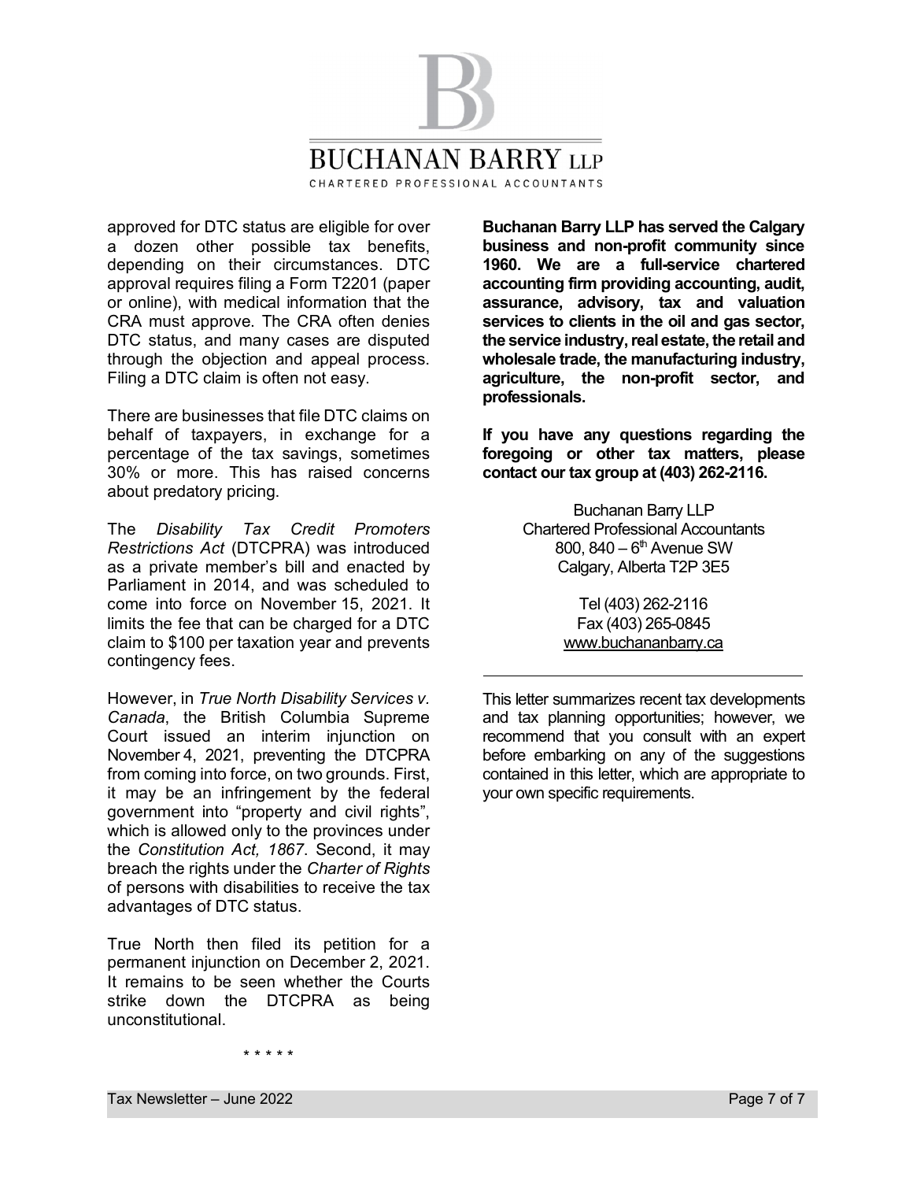approved for DTC status are eligible for over a dozen other possible tax benefits, depending on their circumstances. DTC approval requires filing a Form T2201 (paper or online), with medical information that the CRA must approve. The CRA often denies DTC status, and many cases are disputed through the objection and appeal process. Filing a DTC claim is often not easy.

There are businesses that file DTC claims on behalf of taxpayers, in exchange for a percentage of the tax savings, sometimes 30% or more. This has raised concerns about predatory pricing.

The *Disability Tax Credit Promoters Restrictions Act* (DTCPRA) was introduced as a private member's bill and enacted by Parliament in 2014, and was scheduled to come into force on November 15, 2021. It limits the fee that can be charged for a DTC claim to $100 per taxation year and prevents contingency fees.

However, in *True North Disability Services v. Canada*, the British Columbia Supreme Court issued an interim injunction on November 4, 2021, preventing the DTCPRA from coming into force, on two grounds. First, it may be an infringement by the federal government into "property and civil rights", which is allowed only to the provinces under the *Constitution Act, 1867*. Second, it may breach the rights under the *Charter of Rights* of persons with disabilities to receive the tax advantages of DTC status.

True North then filed its petition for a permanent injunction on December 2, 2021. It remains to be seen whether the Courts strike down the DTCPRA as being unconstitutional.

\* \* \* \* \*

**Buchanan Barry LLP has served the Calgary business and non-profit community since 1960. We are a full-service chartered accounting firm providing accounting, audit, assurance, advisory, tax and valuation services to clients in the oil and gas sector, the service industry, real estate, the retail and wholesale trade, the manufacturing industry, agriculture, the non-profit sector, and professionals.**

**If you have any questions regarding the foregoing or other tax matters, please contact our tax group at (403) 262-2116.**

Buchanan Barry LLP
Chartered Professional Accountants
800, 840 – 6th Avenue SW
Calgary, Alberta T2P 3E5

Tel (403) 262-2116
Fax (403) 265-0845
www.buchananbarry.ca

---

This letter summarizes recent tax developments and tax planning opportunities; however, we recommend that you consult with an expert before embarking on any of the suggestions contained in this letter, which are appropriate to your own specific requirements.